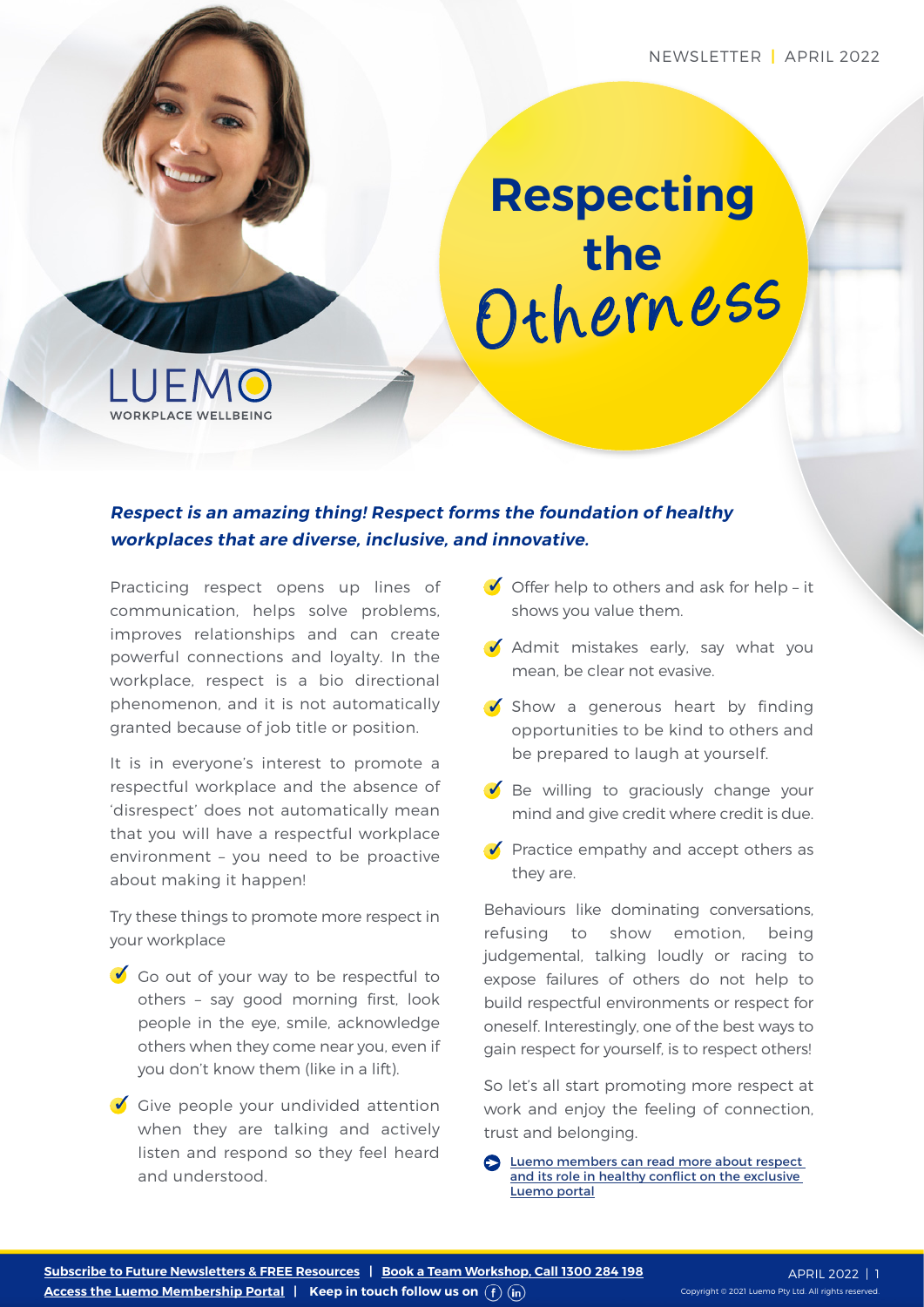NEWSLETTER | APRIL 2022

# Respecting the Otherness

LUEMO
WORKPLACE WELLBEING

***Respect is an amazing thing! Respect forms the foundation of healthy workplaces that are diverse, inclusive, and innovative.***

Practicing respect opens up lines of communication, helps solve problems, improves relationships and can create powerful connections and loyalty. In the workplace, respect is a bio directional phenomenon, and it is not automatically granted because of job title or position.

It is in everyone's interest to promote a respectful workplace and the absence of 'disrespect' does not automatically mean that you will have a respectful workplace environment – you need to be proactive about making it happen!

Try these things to promote more respect in your workplace

- Go out of your way to be respectful to others – say good morning first, look people in the eye, smile, acknowledge others when they come near you, even if you don't know them (like in a lift).
- Give people your undivided attention when they are talking and actively listen and respond so they feel heard and understood.
- Offer help to others and ask for help – it shows you value them.
- Admit mistakes early, say what you mean, be clear not evasive.
- Show a generous heart by finding opportunities to be kind to others and be prepared to laugh at yourself.
- Be willing to graciously change your mind and give credit where credit is due.
- Practice empathy and accept others as they are.

Behaviours like dominating conversations, refusing to show emotion, being judgemental, talking loudly or racing to expose failures of others do not help to build respectful environments or respect for oneself. Interestingly, one of the best ways to gain respect for yourself, is to respect others!

So let's all start promoting more respect at work and enjoy the feeling of connection, trust and belonging.

Luemo members can read more about respect and its role in healthy conflict on the exclusive Luemo portal

**Subscribe to Future Newsletters & FREE Resources** | **Book a Team Workshop, Call 1300 284 198**
**Access the Luemo Membership Portal** | **Keep in touch follow us on**

Copyright © 2021 Luemo Pty Ltd. All rights reserved.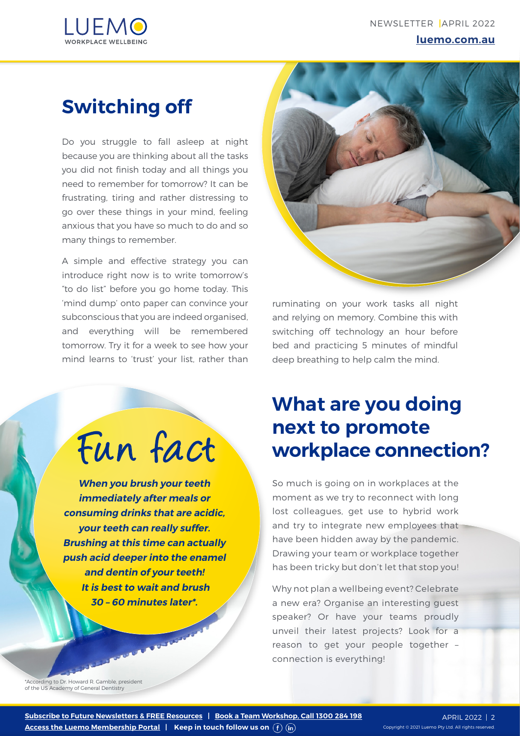# Switching off

Do you struggle to fall asleep at night because you are thinking about all the tasks you did not finish today and all things you need to remember for tomorrow? It can be frustrating, tiring and rather distressing to go over these things in your mind, feeling anxious that you have so much to do and so many things to remember.

A simple and effective strategy you can introduce right now is to write tomorrow's "to do list" before you go home today. This 'mind dump' onto paper can convince your subconscious that you are indeed organised, and everything will be remembered tomorrow. Try it for a week to see how your mind learns to 'trust' your list, rather than ruminating on your work tasks all night and relying on memory. Combine this with switching off technology an hour before bed and practicing 5 minutes of mindful deep breathing to help calm the mind.

## Fun fact

***When you brush your teeth immediately after meals or consuming drinks that are acidic, your teeth can really suffer. Brushing at this time can actually push acid deeper into the enamel and dentin of your teeth! It is best to wait and brush 30 – 60 minutes later*.***

*According to Dr. Howard R. Gamble, president of the US Academy of General Dentistry

# What are you doing next to promote workplace connection?

So much is going on in workplaces at the moment as we try to reconnect with long lost colleagues, get use to hybrid work and try to integrate new employees that have been hidden away by the pandemic. Drawing your team or workplace together has been tricky but don't let that stop you!

Why not plan a wellbeing event? Celebrate a new era? Organise an interesting guest speaker? Or have your teams proudly unveil their latest projects? Look for a reason to get your people together – connection is everything!

**Subscribe to Future Newsletters & FREE Resources** | **Book a Team Workshop, Call 1300 284 198**
**Access the Luemo Membership Portal** | **Keep in touch follow us on**

Copyright © 2021 Luemo Pty Ltd. All rights reserved.